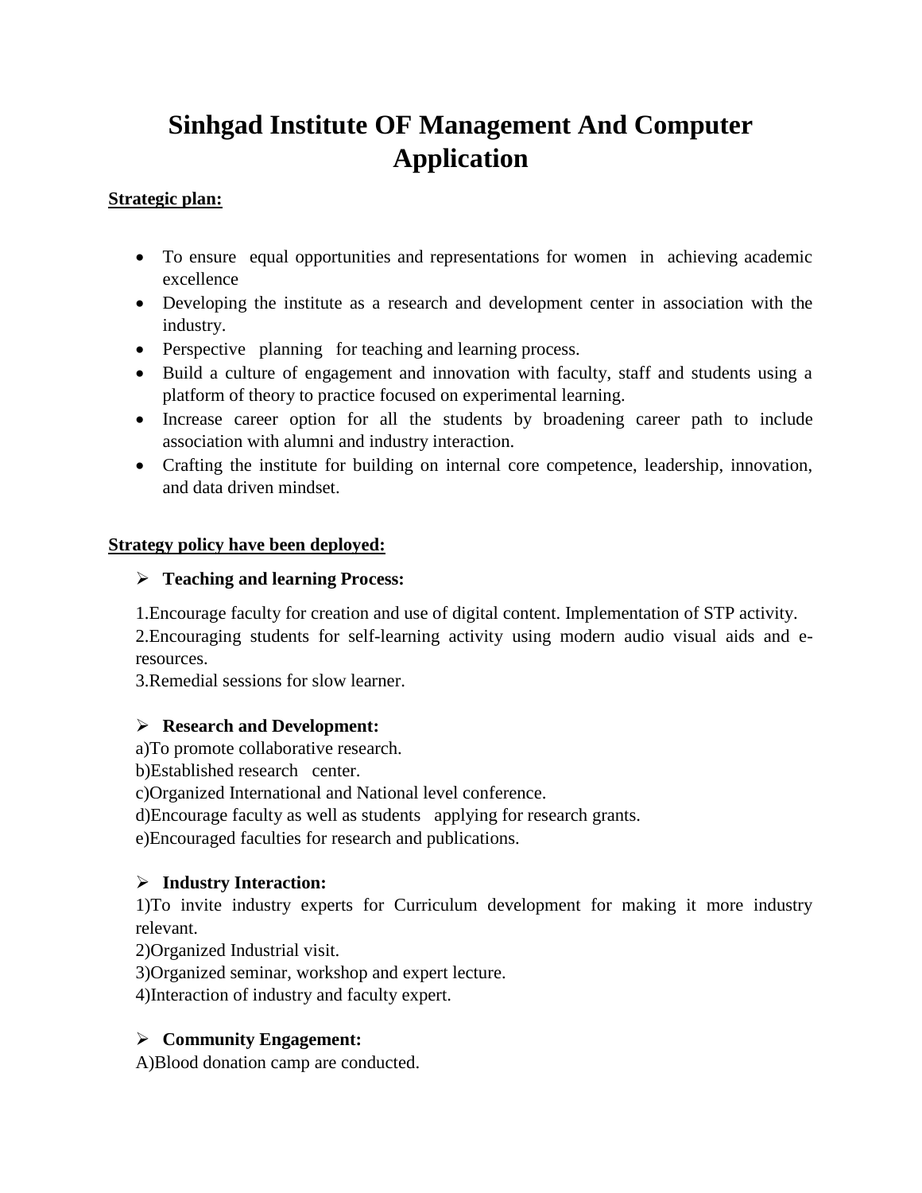# Sinhgad Institute OF Management And Computer Application

**Strategic plan:**

- To ensure equal opportunities and representations for women in achieving academic excellence
- Developing the institute as a research and development center in association with the industry.
- Perspective planning for teaching and learning process.
- Build a culture of engagement and innovation with faculty, staff and students using a platform of theory to practice focused on experimental learning.
- Increase career option for all the students by broadening career path to include association with alumni and industry interaction.
- Crafting the institute for building on internal core competence, leadership, innovation, and data driven mindset.

**Strategy policy have been deployed:**

➢ **Teaching and learning Process:**

1.Encourage faculty for creation and use of digital content. Implementation of STP activity.
2.Encouraging students for self-learning activity using modern audio visual aids and e-resources.
3.Remedial sessions for slow learner.

➢ **Research and Development:**

a)To promote collaborative research.
b)Established research center.
c)Organized International and National level conference.
d)Encourage faculty as well as students applying for research grants.
e)Encouraged faculties for research and publications.

➢ **Industry Interaction:**

1)To invite industry experts for Curriculum development for making it more industry relevant.
2)Organized Industrial visit.
3)Organized seminar, workshop and expert lecture.
4)Interaction of industry and faculty expert.

➢ **Community Engagement:**

A)Blood donation camp are conducted.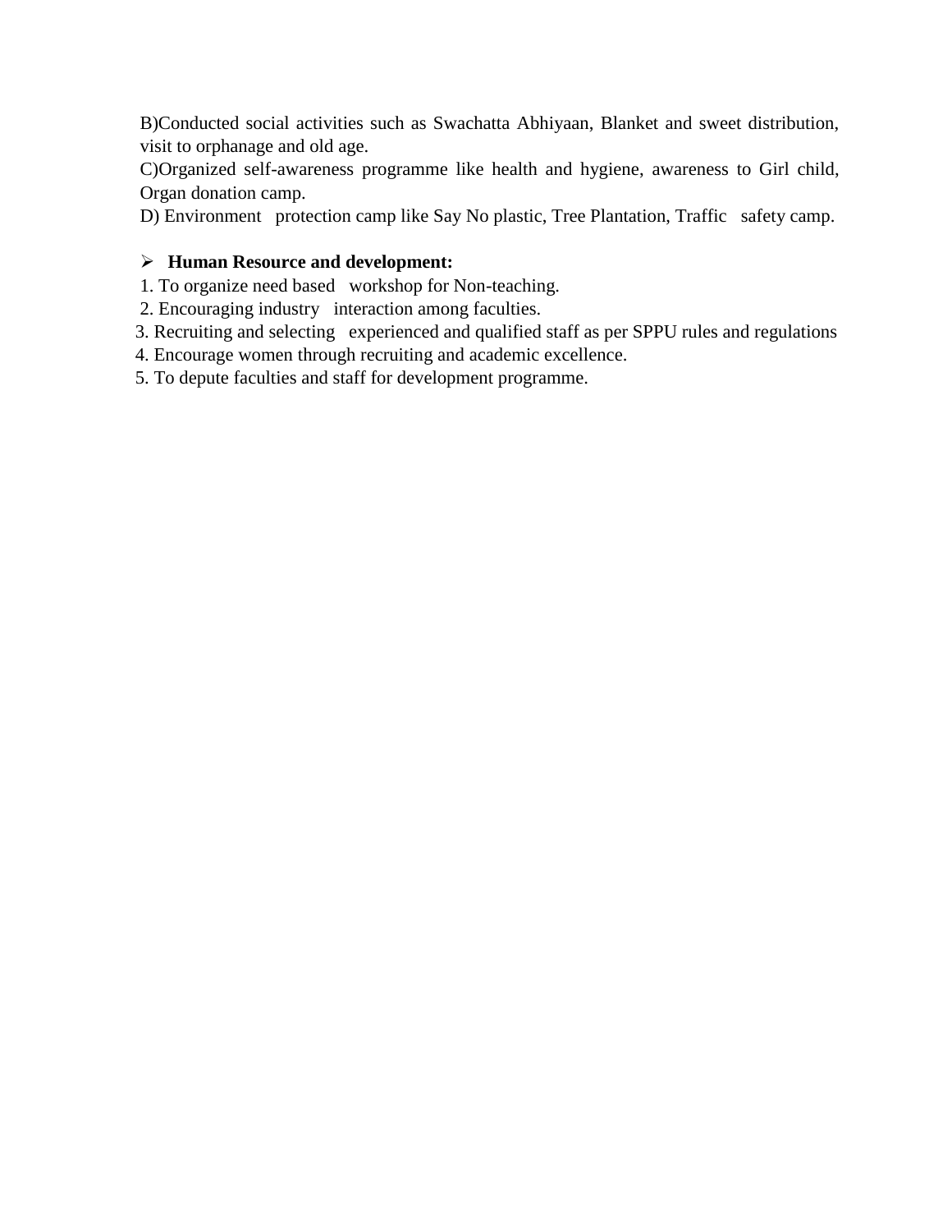B)Conducted social activities such as Swachatta Abhiyaan, Blanket and sweet distribution, visit to orphanage and old age.

C)Organized self-awareness programme like health and hygiene, awareness to Girl child, Organ donation camp.

D) Environment protection camp like Say No plastic, Tree Plantation, Traffic safety camp.

- **Human Resource and development:**

1. To organize need based workshop for Non-teaching.
2. Encouraging industry interaction among faculties.
3. Recruiting and selecting experienced and qualified staff as per SPPU rules and regulations
4. Encourage women through recruiting and academic excellence.
5. To depute faculties and staff for development programme.